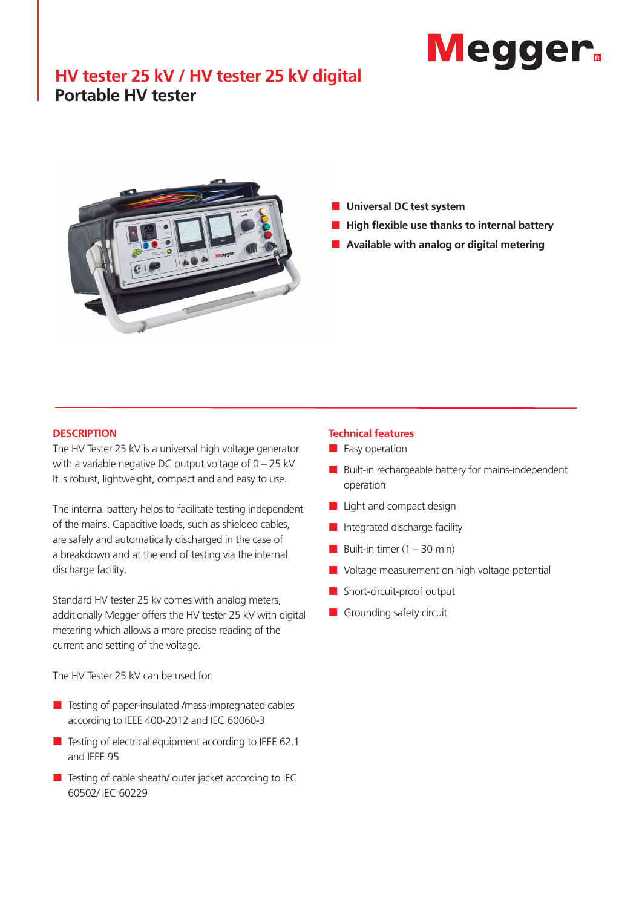Megger

# HV tester 25 kV / HV tester 25 kV digital

## Portable HV tester

- **Universal DC test system**
- **High flexible use thanks to internal battery**
- **Available with analog or digital metering**

### DESCRIPTION

The HV Tester 25 kV is a universal high voltage generator with a variable negative DC output voltage of 0 – 25 kV. It is robust, lightweight, compact and and easy to use.

The internal battery helps to facilitate testing independent of the mains. Capacitive loads, such as shielded cables, are safely and automatically discharged in the case of a breakdown and at the end of testing via the internal discharge facility.

Standard HV tester 25 kv comes with analog meters, additionally Megger offers the HV tester 25 kV with digital metering which allows a more precise reading of the current and setting of the voltage.

The HV Tester 25 kV can be used for:

- Testing of paper-insulated /mass-impregnated cables according to IEEE 400-2012 and IEC 60060-3
- Testing of electrical equipment according to IEEE 62.1 and IEEE 95
- Testing of cable sheath/ outer jacket according to IEC 60502/ IEC 60229

### Technical features

- Easy operation
- Built-in rechargeable battery for mains-independent operation
- Light and compact design
- Integrated discharge facility
- Built-in timer (1 – 30 min)
- Voltage measurement on high voltage potential
- Short-circuit-proof output
- Grounding safety circuit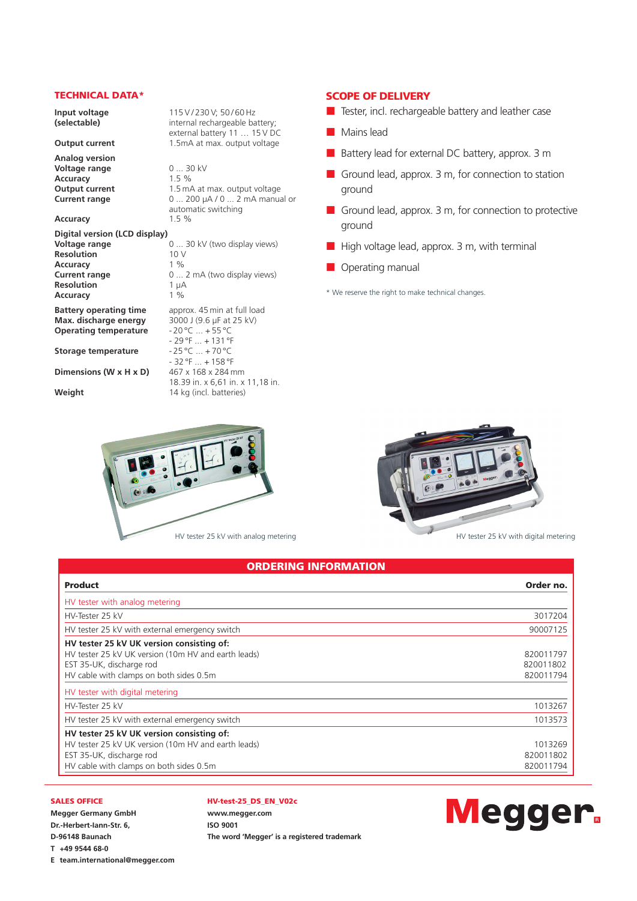## TECHNICAL DATA*

| | |
|---|---|
| **Input voltage (selectable)** | 115 V / 230 V; 50 / 60 Hz<br>internal rechargeable battery;<br>external battery 11 … 15 V DC |
| **Output current** | 1.5mA at max. output voltage |
| **Analog version** | |
| **Voltage range** | 0 … 30 kV |
| **Accuracy** | 1.5 % |
| **Output current** | 1.5 mA at max. output voltage |
| **Current range** | 0 … 200 µA / 0 … 2 mA manual or automatic switching |
| **Accuracy** | 1.5 % |
| **Digital version (LCD display)** | |
| **Voltage range** | 0 … 30 kV (two display views) |
| **Resolution** | 10 V |
| **Accuracy** | 1 % |
| **Current range** | 0 … 2 mA (two display views) |
| **Resolution** | 1 µA |
| **Accuracy** | 1 % |
| **Battery operating time** | approx. 45 min at full load |
| **Max. discharge energy** | 3000 J (9.6 µF at 25 kV) |
| **Operating temperature** | - 20 °C … + 55 °C<br>- 29 °F … + 131 °F |
| **Storage temperature** | - 25 °C … + 70 °C<br>- 32 °F … + 158 °F |
| **Dimensions (W x H x D)** | 467 x 168 x 284 mm<br>18.39 in. x 6,61 in. x 11,18 in. |
| **Weight** | 14 kg (incl. batteries) |

## SCOPE OF DELIVERY

- Tester, incl. rechargeable battery and leather case
- Mains lead
- Battery lead for external DC battery, approx. 3 m
- Ground lead, approx. 3 m, for connection to station ground
- Ground lead, approx. 3 m, for connection to protective ground
- High voltage lead, approx. 3 m, with terminal
- Operating manual

* We reserve the right to make technical changes.

HV tester 25 kV with analog metering

HV tester 25 kV with digital metering

## ORDERING INFORMATION

| Product | Order no. |
|---|---|
| HV tester with analog metering | |
| HV-Tester 25 kV | 3017204 |
| HV tester 25 kV with external emergency switch | 90007125 |
| **HV tester 25 kV UK version consisting of:** | |
| HV tester 25 kV UK version (10m HV and earth leads) | 820011797 |
| EST 35-UK, discharge rod | 820011802 |
| HV cable with clamps on both sides 0.5m | 820011794 |
| HV tester with digital metering | |
| HV-Tester 25 kV | 1013267 |
| HV tester 25 kV with external emergency switch | 1013573 |
| **HV tester 25 kV UK version consisting of:** | |
| HV tester 25 kV UK version (10m HV and earth leads) | 1013269 |
| EST 35-UK, discharge rod | 820011802 |
| HV cable with clamps on both sides 0.5m | 820011794 |

**SALES OFFICE**
**Megger Germany GmbH**
**Dr.-Herbert-Iann-Str. 6,**
**D-96148 Baunach**
**T +49 9544 68-0**
**E team.international@megger.com**

**HV-test-25_DS_EN_V02c**
**www.megger.com**
**ISO 9001**
**The word 'Megger' is a registered trademark**

Megger.